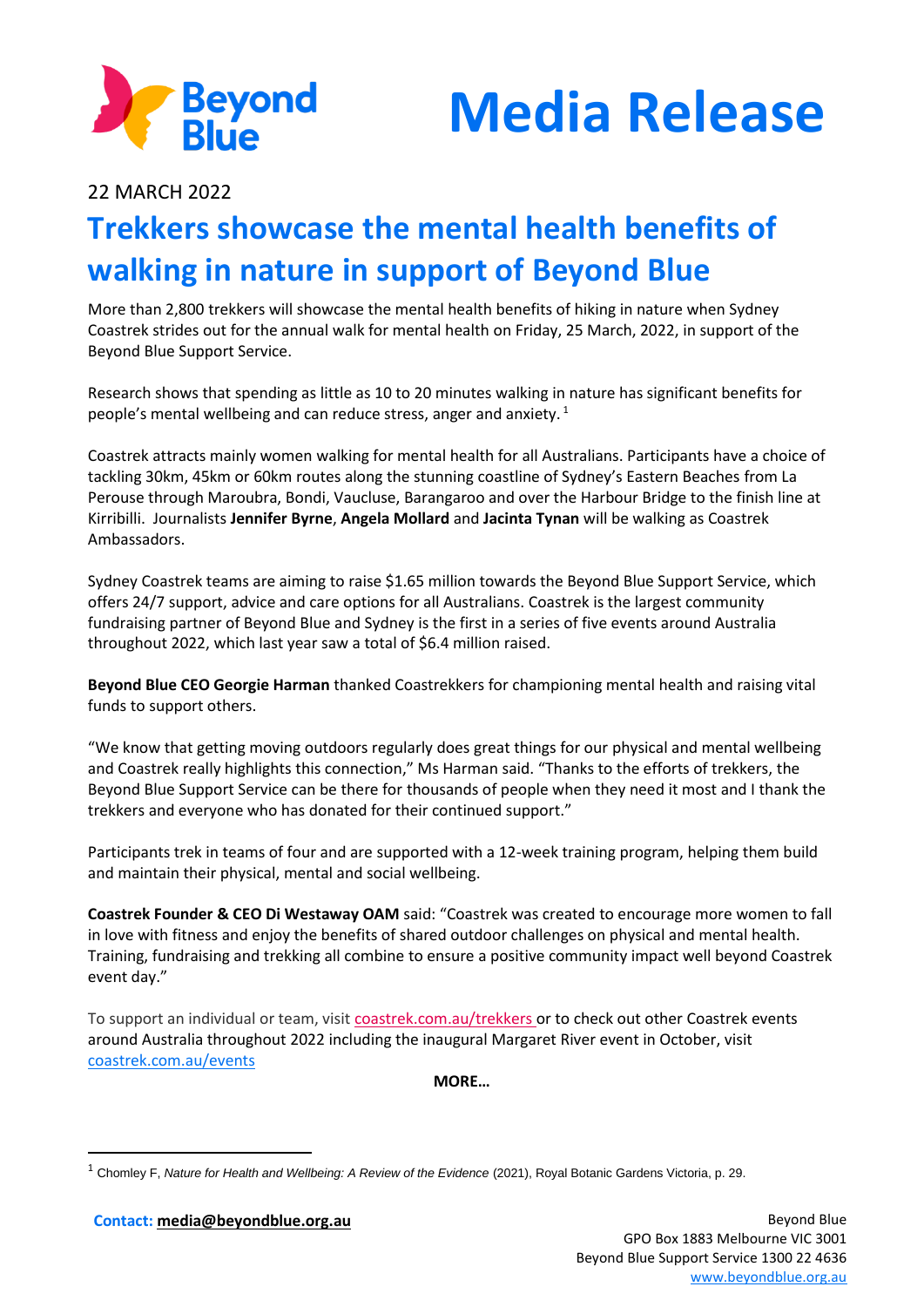# Media Release

22 MARCH 2022

## Trekkers showcase the mental health benefits of walking in nature in support of Beyond Blue

More than 2,800 trekkers will showcase the mental health benefits of hiking in nature when Sydney Coastrek strides out for the annual walk for mental health on Friday, 25 March, 2022, in support of the Beyond Blue Support Service.

Research shows that spending as little as 10 to 20 minutes walking in nature has significant benefits for people's mental wellbeing and can reduce stress, anger and anxiety.[1]

Coastrek attracts mainly women walking for mental health for all Australians. Participants have a choice of tackling 30km, 45km or 60km routes along the stunning coastline of Sydney's Eastern Beaches from La Perouse through Maroubra, Bondi, Vaucluse, Barangaroo and over the Harbour Bridge to the finish line at Kirribilli. Journalists **Jennifer Byrne**, **Angela Mollard** and **Jacinta Tynan** will be walking as Coastrek Ambassadors.

Sydney Coastrek teams are aiming to raise $1.65 million towards the Beyond Blue Support Service, which offers 24/7 support, advice and care options for all Australians. Coastrek is the largest community fundraising partner of Beyond Blue and Sydney is the first in a series of five events around Australia throughout 2022, which last year saw a total of $6.4 million raised.

**Beyond Blue CEO Georgie Harman** thanked Coastrekkers for championing mental health and raising vital funds to support others.

"We know that getting moving outdoors regularly does great things for our physical and mental wellbeing and Coastrek really highlights this connection," Ms Harman said. "Thanks to the efforts of trekkers, the Beyond Blue Support Service can be there for thousands of people when they need it most and I thank the trekkers and everyone who has donated for their continued support."

Participants trek in teams of four and are supported with a 12-week training program, helping them build and maintain their physical, mental and social wellbeing.

**Coastrek Founder & CEO Di Westaway OAM** said: "Coastrek was created to encourage more women to fall in love with fitness and enjoy the benefits of shared outdoor challenges on physical and mental health. Training, fundraising and trekking all combine to ensure a positive community impact well beyond Coastrek event day."

To support an individual or team, visit [coastrek.com.au/trekkers](coastrek.com.au/trekkers) or to check out other Coastrek events around Australia throughout 2022 including the inaugural Margaret River event in October, visit [coastrek.com.au/events](coastrek.com.au/events)

**MORE…**

[1] Chomley F, *Nature for Health and Wellbeing: A Review of the Evidence* (2021), Royal Botanic Gardens Victoria, p. 29.

**Contact: media@beyondblue.org.au**

Beyond Blue
GPO Box 1883 Melbourne VIC 3001
Beyond Blue Support Service 1300 22 4636
www.beyondblue.org.au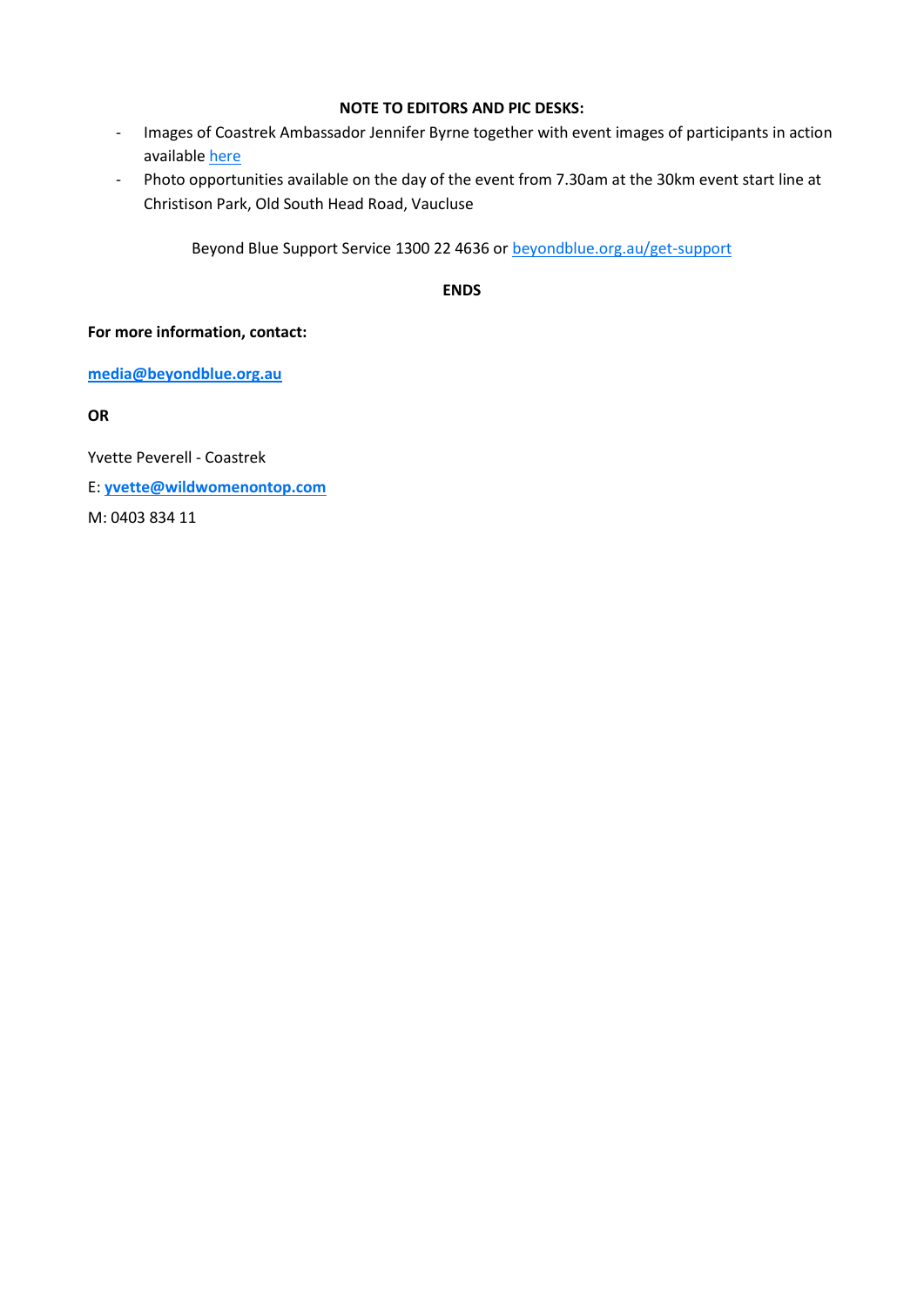**NOTE TO EDITORS AND PIC DESKS:**

- Images of Coastrek Ambassador Jennifer Byrne together with event images of participants in action available here
- Photo opportunities available on the day of the event from 7.30am at the 30km event start line at Christison Park, Old South Head Road, Vaucluse

Beyond Blue Support Service 1300 22 4636 or beyondblue.org.au/get-support

**ENDS**

**For more information, contact:**

**media@beyondblue.org.au**

**OR**

Yvette Peverell - Coastrek

E: **yvette@wildwomenontop.com**

M: 0403 834 11